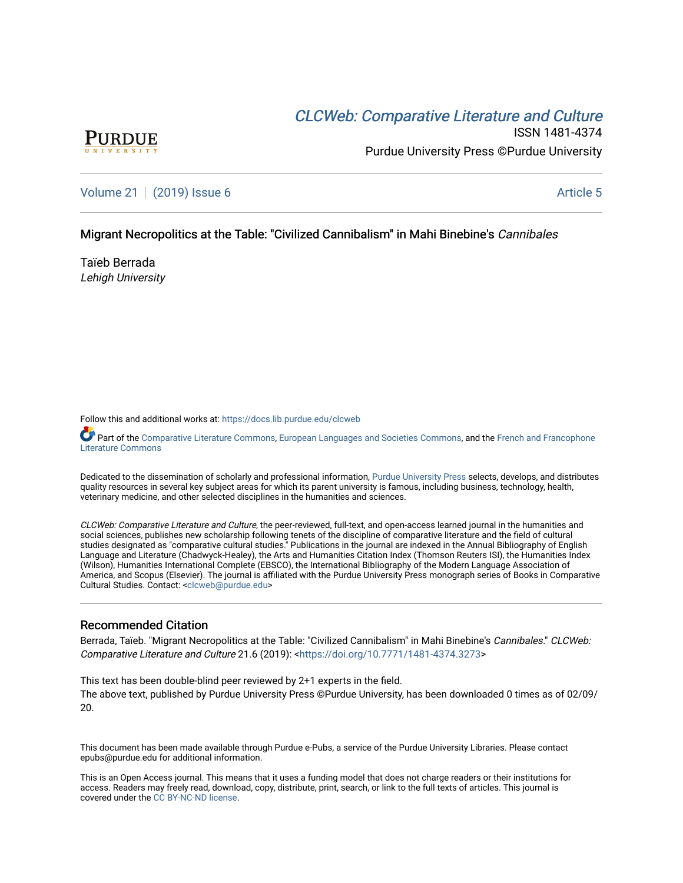CLCWeb: Comparative Literature and Culture

ISSN 1481-4374

Purdue University Press ©Purdue University

Volume 21 | (2019) Issue 6 — Article 5

# Migrant Necropolitics at the Table: "Civilized Cannibalism" in Mahi Binebine's *Cannibales*

Taïeb Berrada
*Lehigh University*

Follow this and additional works at: https://docs.lib.purdue.edu/clcweb

Part of the Comparative Literature Commons, European Languages and Societies Commons, and the French and Francophone Literature Commons

Dedicated to the dissemination of scholarly and professional information, Purdue University Press selects, develops, and distributes quality resources in several key subject areas for which its parent university is famous, including business, technology, health, veterinary medicine, and other selected disciplines in the humanities and sciences.

*CLCWeb: Comparative Literature and Culture*, the peer-reviewed, full-text, and open-access learned journal in the humanities and social sciences, publishes new scholarship following tenets of the discipline of comparative literature and the field of cultural studies designated as "comparative cultural studies." Publications in the journal are indexed in the Annual Bibliography of English Language and Literature (Chadwyck-Healey), the Arts and Humanities Citation Index (Thomson Reuters ISI), the Humanities Index (Wilson), Humanities International Complete (EBSCO), the International Bibliography of the Modern Language Association of America, and Scopus (Elsevier). The journal is affiliated with the Purdue University Press monograph series of Books in Comparative Cultural Studies. Contact: <clcweb@purdue.edu>

## Recommended Citation

Berrada, Taïeb. "Migrant Necropolitics at the Table: "Civilized Cannibalism" in Mahi Binebine's *Cannibales*." *CLCWeb: Comparative Literature and Culture* 21.6 (2019): <https://doi.org/10.7771/1481-4374.3273>

This text has been double-blind peer reviewed by 2+1 experts in the field.
The above text, published by Purdue University Press ©Purdue University, has been downloaded 0 times as of 02/09/20.

This document has been made available through Purdue e-Pubs, a service of the Purdue University Libraries. Please contact epubs@purdue.edu for additional information.

This is an Open Access journal. This means that it uses a funding model that does not charge readers or their institutions for access. Readers may freely read, download, copy, distribute, print, search, or link to the full texts of articles. This journal is covered under the CC BY-NC-ND license.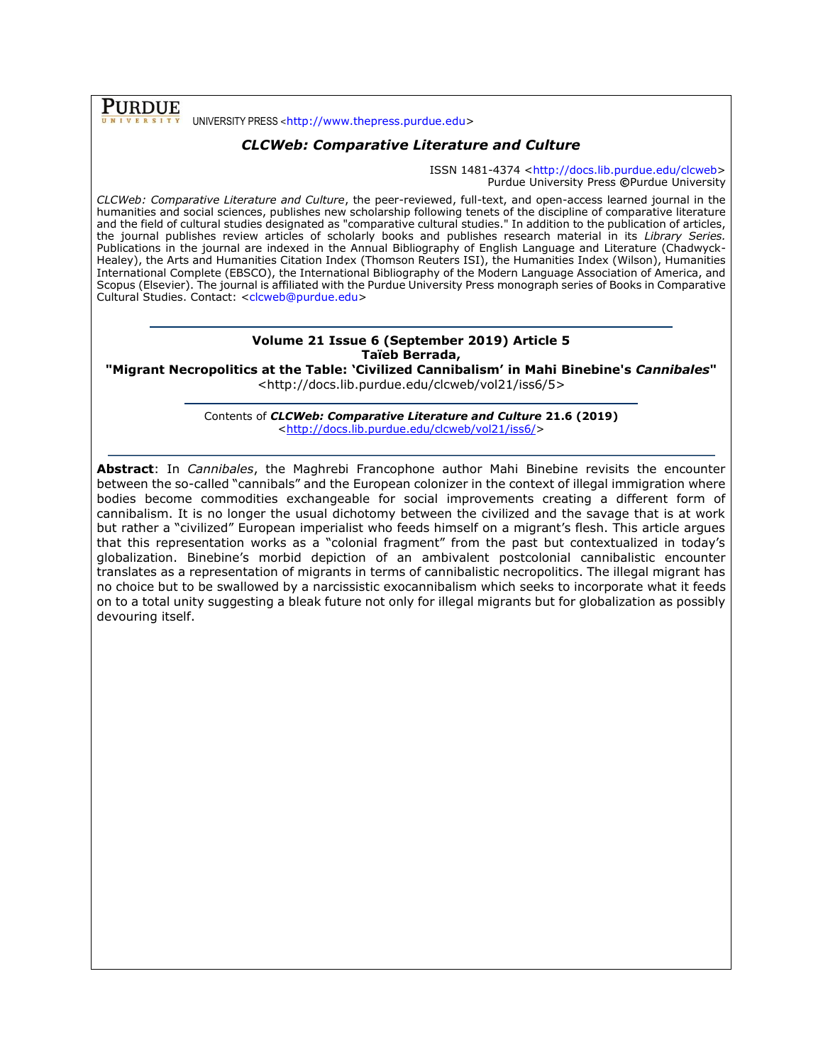**PURDUE** UNIVERSITY PRESS <http://www.thepress.purdue.edu>

***CLCWeb: Comparative Literature and Culture***

ISSN 1481-4374 <http://docs.lib.purdue.edu/clcweb>
Purdue University Press ©Purdue University

*CLCWeb: Comparative Literature and Culture*, the peer-reviewed, full-text, and open-access learned journal in the humanities and social sciences, publishes new scholarship following tenets of the discipline of comparative literature and the field of cultural studies designated as "comparative cultural studies." In addition to the publication of articles, the journal publishes review articles of scholarly books and publishes research material in its *Library Series*. Publications in the journal are indexed in the Annual Bibliography of English Language and Literature (Chadwyck-Healey), the Arts and Humanities Citation Index (Thomson Reuters ISI), the Humanities Index (Wilson), Humanities International Complete (EBSCO), the International Bibliography of the Modern Language Association of America, and Scopus (Elsevier). The journal is affiliated with the Purdue University Press monograph series of Books in Comparative Cultural Studies. Contact: <clcweb@purdue.edu>

---

**Volume 21 Issue 6 (September 2019) Article 5**
**Taïeb Berrada,**
**"Migrant Necropolitics at the Table: 'Civilized Cannibalism' in Mahi Binebine's *Cannibales*"**
<http://docs.lib.purdue.edu/clcweb/vol21/iss6/5>

---

Contents of ***CLCWeb: Comparative Literature and Culture* 21.6 (2019)**
<http://docs.lib.purdue.edu/clcweb/vol21/iss6/>

---

**Abstract**: In *Cannibales*, the Maghrebi Francophone author Mahi Binebine revisits the encounter between the so-called "cannibals" and the European colonizer in the context of illegal immigration where bodies become commodities exchangeable for social improvements creating a different form of cannibalism. It is no longer the usual dichotomy between the civilized and the savage that is at work but rather a "civilized" European imperialist who feeds himself on a migrant's flesh. This article argues that this representation works as a "colonial fragment" from the past but contextualized in today's globalization. Binebine's morbid depiction of an ambivalent postcolonial cannibalistic encounter translates as a representation of migrants in terms of cannibalistic necropolitics. The illegal migrant has no choice but to be swallowed by a narcissistic exocannibalism which seeks to incorporate what it feeds on to a total unity suggesting a bleak future not only for illegal migrants but for globalization as possibly devouring itself.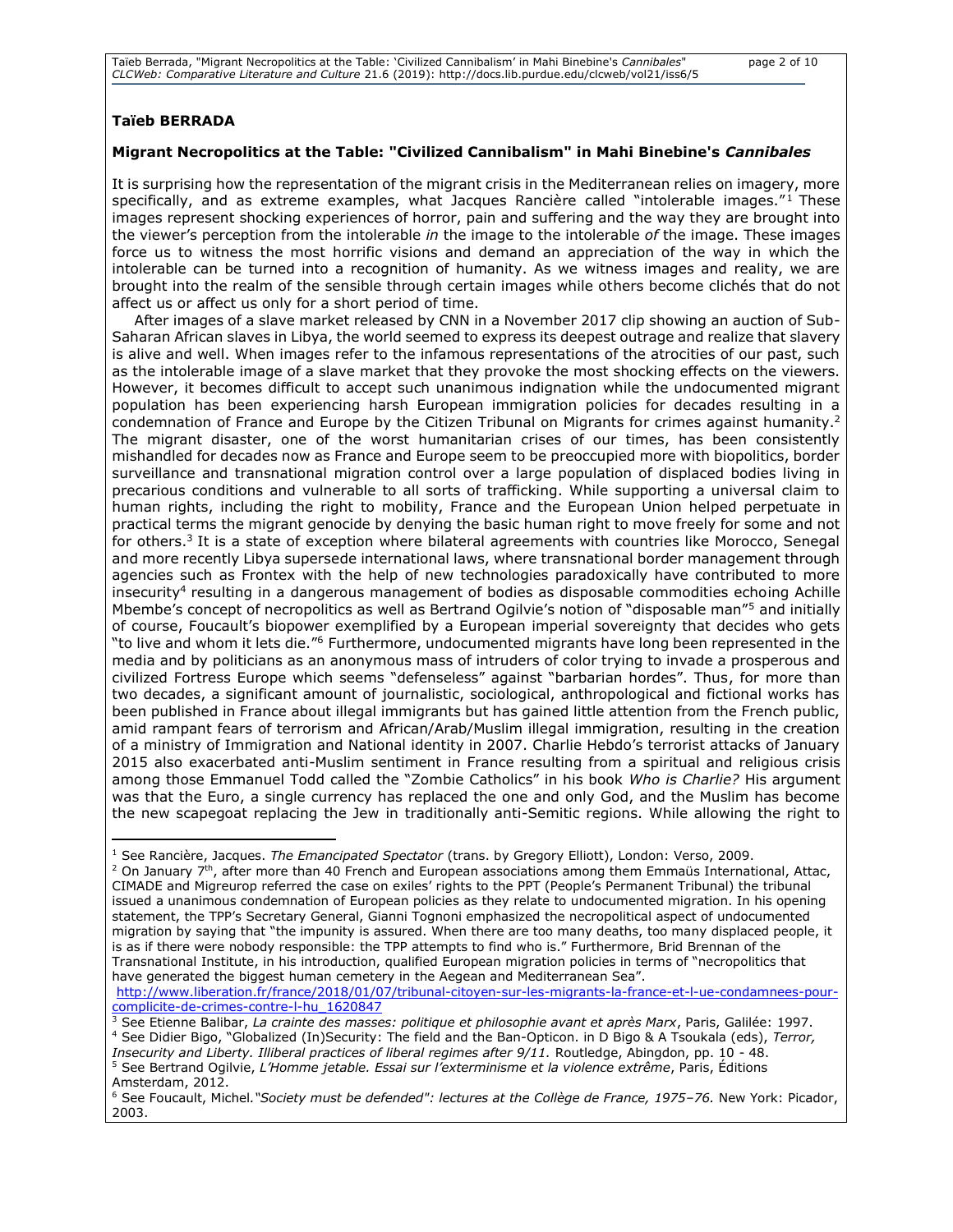**Taïeb BERRADA**

**Migrant Necropolitics at the Table: "Civilized Cannibalism" in Mahi Binebine's *Cannibales***

It is surprising how the representation of the migrant crisis in the Mediterranean relies on imagery, more specifically, and as extreme examples, what Jacques Rancière called "intolerable images."[1] These images represent shocking experiences of horror, pain and suffering and the way they are brought into the viewer's perception from the intolerable *in* the image to the intolerable *of* the image. These images force us to witness the most horrific visions and demand an appreciation of the way in which the intolerable can be turned into a recognition of humanity. As we witness images and reality, we are brought into the realm of the sensible through certain images while others become clichés that do not affect us or affect us only for a short period of time.

After images of a slave market released by CNN in a November 2017 clip showing an auction of Sub-Saharan African slaves in Libya, the world seemed to express its deepest outrage and realize that slavery is alive and well. When images refer to the infamous representations of the atrocities of our past, such as the intolerable image of a slave market that they provoke the most shocking effects on the viewers. However, it becomes difficult to accept such unanimous indignation while the undocumented migrant population has been experiencing harsh European immigration policies for decades resulting in a condemnation of France and Europe by the Citizen Tribunal on Migrants for crimes against humanity.[2] The migrant disaster, one of the worst humanitarian crises of our times, has been consistently mishandled for decades now as France and Europe seem to be preoccupied more with biopolitics, border surveillance and transnational migration control over a large population of displaced bodies living in precarious conditions and vulnerable to all sorts of trafficking. While supporting a universal claim to human rights, including the right to mobility, France and the European Union helped perpetuate in practical terms the migrant genocide by denying the basic human right to move freely for some and not for others.[3] It is a state of exception where bilateral agreements with countries like Morocco, Senegal and more recently Libya supersede international laws, where transnational border management through agencies such as Frontex with the help of new technologies paradoxically have contributed to more insecurity[4] resulting in a dangerous management of bodies as disposable commodities echoing Achille Mbembe's concept of necropolitics as well as Bertrand Ogilvie's notion of "disposable man"[5] and initially of course, Foucault's biopower exemplified by a European imperial sovereignty that decides who gets "to live and whom it lets die."[6] Furthermore, undocumented migrants have long been represented in the media and by politicians as an anonymous mass of intruders of color trying to invade a prosperous and civilized Fortress Europe which seems "defenseless" against "barbarian hordes". Thus, for more than two decades, a significant amount of journalistic, sociological, anthropological and fictional works has been published in France about illegal immigrants but has gained little attention from the French public, amid rampant fears of terrorism and African/Arab/Muslim illegal immigration, resulting in the creation of a ministry of Immigration and National identity in 2007. Charlie Hebdo's terrorist attacks of January 2015 also exacerbated anti-Muslim sentiment in France resulting from a spiritual and religious crisis among those Emmanuel Todd called the "Zombie Catholics" in his book *Who is Charlie?* His argument was that the Euro, a single currency has replaced the one and only God, and the Muslim has become the new scapegoat replacing the Jew in traditionally anti-Semitic regions. While allowing the right to

---

[1] See Rancière, Jacques. *The Emancipated Spectator* (trans. by Gregory Elliott), London: Verso, 2009.

[2] On January 7th, after more than 40 French and European associations among them Emmaüs International, Attac, CIMADE and Migreurop referred the case on exiles' rights to the PPT (People's Permanent Tribunal) the tribunal issued a unanimous condemnation of European policies as they relate to undocumented migration. In his opening statement, the TPP's Secretary General, Gianni Tognoni emphasized the necropolitical aspect of undocumented migration by saying that "the impunity is assured. When there are too many deaths, too many displaced people, it is as if there were nobody responsible: the TPP attempts to find who is." Furthermore, Brid Brennan of the Transnational Institute, in his introduction, qualified European migration policies in terms of "necropolitics that have generated the biggest human cemetery in the Aegean and Mediterranean Sea".
http://www.liberation.fr/france/2018/01/07/tribunal-citoyen-sur-les-migrants-la-france-et-l-ue-condamnees-pour-complicite-de-crimes-contre-l-hu_1620847

[3] See Etienne Balibar, *La crainte des masses: politique et philosophie avant et après Marx*, Paris, Galilée: 1997.

[4] See Didier Bigo, "Globalized (In)Security: The field and the Ban-Opticon. in D Bigo & A Tsoukala (eds), *Terror, Insecurity and Liberty. Illiberal practices of liberal regimes after 9/11.* Routledge, Abingdon, pp. 10 - 48.

[5] See Bertrand Ogilvie, *L'Homme jetable. Essai sur l'exterminisme et la violence extrême*, Paris, Éditions Amsterdam, 2012.

[6] See Foucault, Michel. *"Society must be defended": lectures at the Collège de France, 1975–76.* New York: Picador, 2003.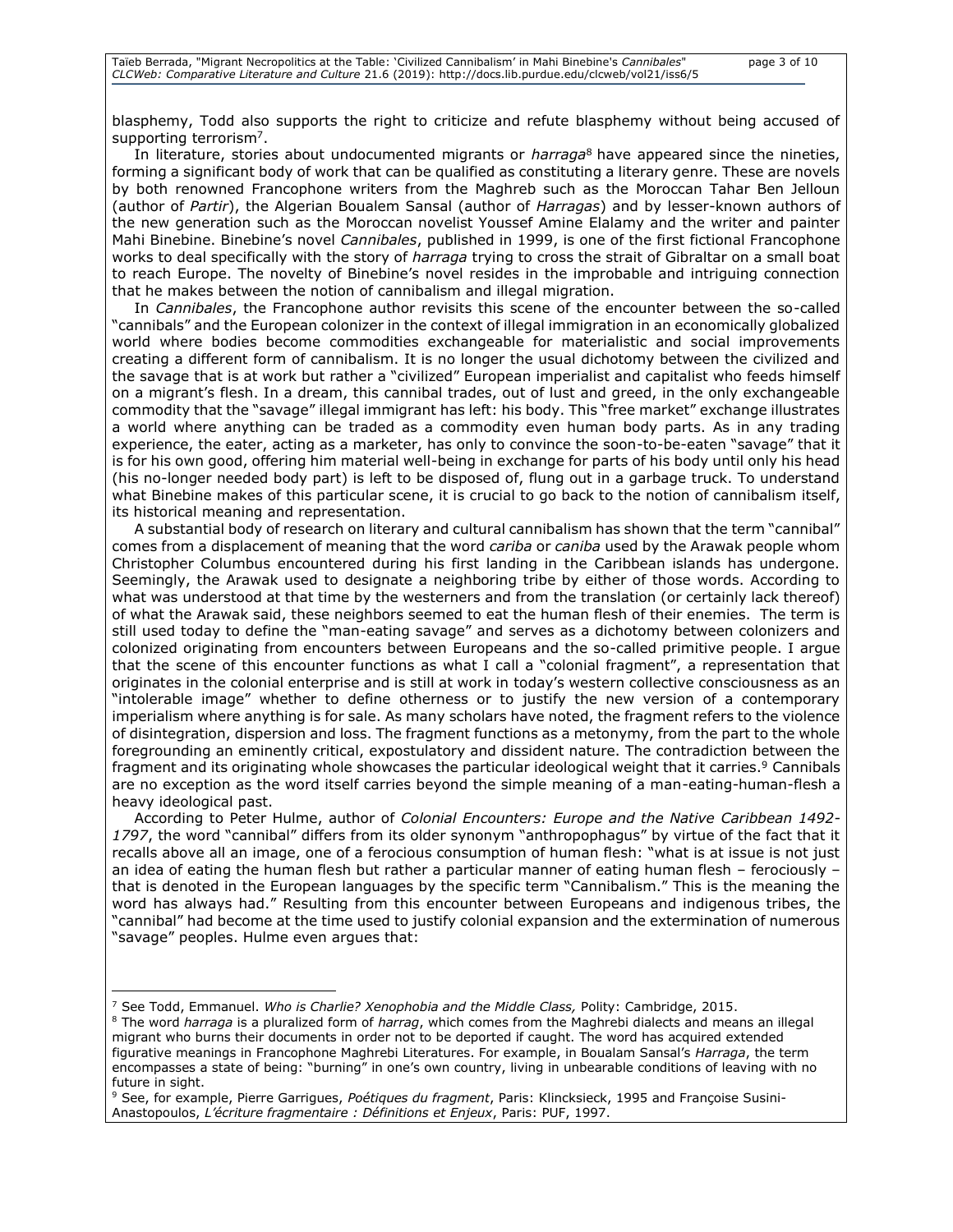blasphemy, Todd also supports the right to criticize and refute blasphemy without being accused of supporting terrorism[7].

In literature, stories about undocumented migrants or *harraga*[8] have appeared since the nineties, forming a significant body of work that can be qualified as constituting a literary genre. These are novels by both renowned Francophone writers from the Maghreb such as the Moroccan Tahar Ben Jelloun (author of *Partir*), the Algerian Boualem Sansal (author of *Harragas*) and by lesser-known authors of the new generation such as the Moroccan novelist Youssef Amine Elalamy and the writer and painter Mahi Binebine. Binebine's novel *Cannibales*, published in 1999, is one of the first fictional Francophone works to deal specifically with the story of *harraga* trying to cross the strait of Gibraltar on a small boat to reach Europe. The novelty of Binebine's novel resides in the improbable and intriguing connection that he makes between the notion of cannibalism and illegal migration.

In *Cannibales*, the Francophone author revisits this scene of the encounter between the so-called "cannibals" and the European colonizer in the context of illegal immigration in an economically globalized world where bodies become commodities exchangeable for materialistic and social improvements creating a different form of cannibalism. It is no longer the usual dichotomy between the civilized and the savage that is at work but rather a "civilized" European imperialist and capitalist who feeds himself on a migrant's flesh. In a dream, this cannibal trades, out of lust and greed, in the only exchangeable commodity that the "savage" illegal immigrant has left: his body. This "free market" exchange illustrates a world where anything can be traded as a commodity even human body parts. As in any trading experience, the eater, acting as a marketer, has only to convince the soon-to-be-eaten "savage" that it is for his own good, offering him material well-being in exchange for parts of his body until only his head (his no-longer needed body part) is left to be disposed of, flung out in a garbage truck. To understand what Binebine makes of this particular scene, it is crucial to go back to the notion of cannibalism itself, its historical meaning and representation.

A substantial body of research on literary and cultural cannibalism has shown that the term "cannibal" comes from a displacement of meaning that the word *cariba* or *caniba* used by the Arawak people whom Christopher Columbus encountered during his first landing in the Caribbean islands has undergone. Seemingly, the Arawak used to designate a neighboring tribe by either of those words. According to what was understood at that time by the westerners and from the translation (or certainly lack thereof) of what the Arawak said, these neighbors seemed to eat the human flesh of their enemies. The term is still used today to define the "man-eating savage" and serves as a dichotomy between colonizers and colonized originating from encounters between Europeans and the so-called primitive people. I argue that the scene of this encounter functions as what I call a "colonial fragment", a representation that originates in the colonial enterprise and is still at work in today's western collective consciousness as an "intolerable image" whether to define otherness or to justify the new version of a contemporary imperialism where anything is for sale. As many scholars have noted, the fragment refers to the violence of disintegration, dispersion and loss. The fragment functions as a metonymy, from the part to the whole foregrounding an eminently critical, expostulatory and dissident nature. The contradiction between the fragment and its originating whole showcases the particular ideological weight that it carries.[9] Cannibals are no exception as the word itself carries beyond the simple meaning of a man-eating-human-flesh a heavy ideological past.

According to Peter Hulme, author of *Colonial Encounters: Europe and the Native Caribbean 1492-1797*, the word "cannibal" differs from its older synonym "anthropophagus" by virtue of the fact that it recalls above all an image, one of a ferocious consumption of human flesh: "what is at issue is not just an idea of eating the human flesh but rather a particular manner of eating human flesh – ferociously – that is denoted in the European languages by the specific term "Cannibalism." This is the meaning the word has always had." Resulting from this encounter between Europeans and indigenous tribes, the "cannibal" had become at the time used to justify colonial expansion and the extermination of numerous "savage" peoples. Hulme even argues that:

---

[7] See Todd, Emmanuel. *Who is Charlie? Xenophobia and the Middle Class,* Polity: Cambridge, 2015.

[8] The word *harraga* is a pluralized form of *harrag*, which comes from the Maghrebi dialects and means an illegal migrant who burns their documents in order not to be deported if caught. The word has acquired extended figurative meanings in Francophone Maghrebi Literatures. For example, in Boualem Sansal's *Harraga*, the term encompasses a state of being: "burning" in one's own country, living in unbearable conditions of leaving with no future in sight.

[9] See, for example, Pierre Garrigues, *Poétiques du fragment*, Paris: Klincksieck, 1995 and Françoise Susini-Anastopoulos, *L'écriture fragmentaire : Définitions et Enjeux*, Paris: PUF, 1997.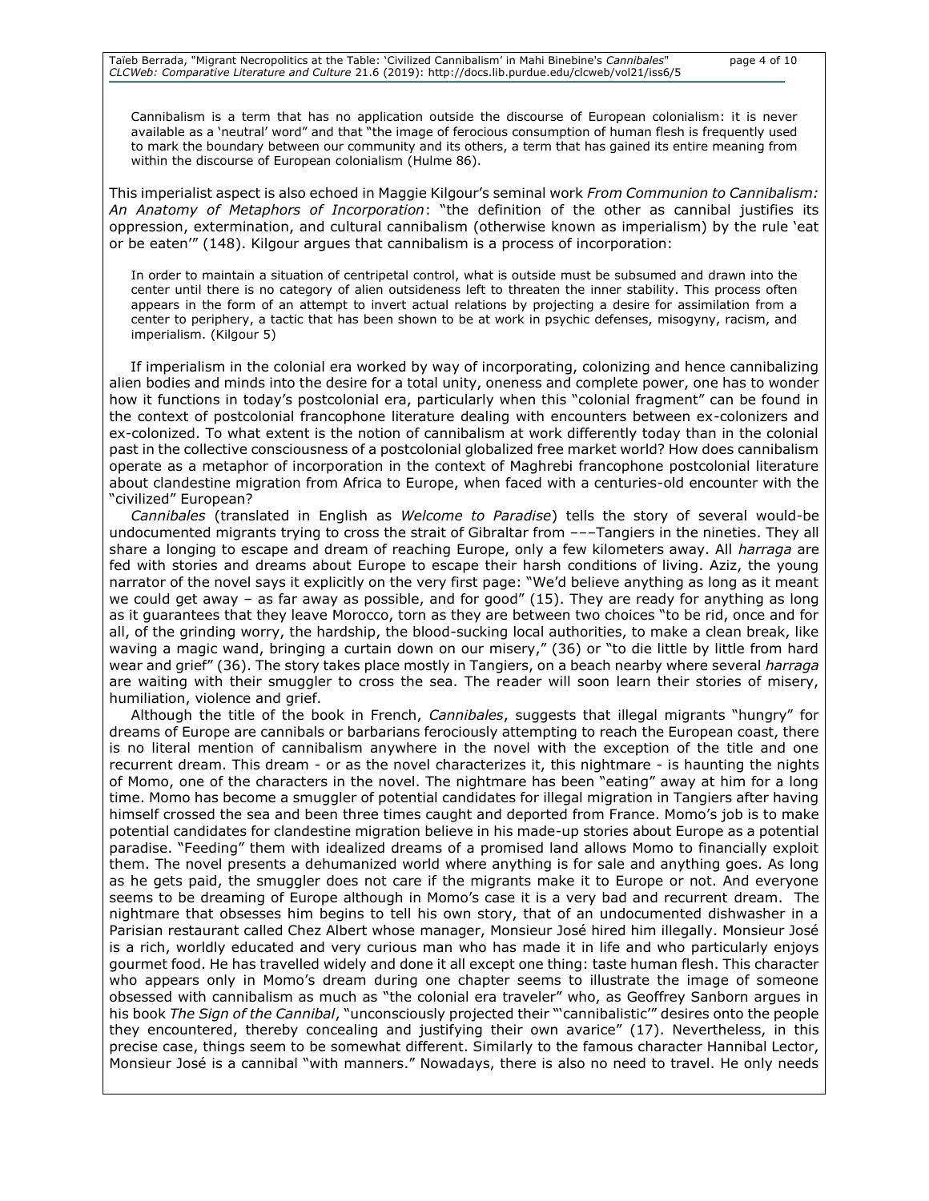> Cannibalism is a term that has no application outside the discourse of European colonialism: it is never available as a 'neutral' word" and that "the image of ferocious consumption of human flesh is frequently used to mark the boundary between our community and its others, a term that has gained its entire meaning from within the discourse of European colonialism (Hulme 86).

This imperialist aspect is also echoed in Maggie Kilgour's seminal work *From Communion to Cannibalism: An Anatomy of Metaphors of Incorporation*: "the definition of the other as cannibal justifies its oppression, extermination, and cultural cannibalism (otherwise known as imperialism) by the rule 'eat or be eaten'" (148). Kilgour argues that cannibalism is a process of incorporation:

> In order to maintain a situation of centripetal control, what is outside must be subsumed and drawn into the center until there is no category of alien outsideness left to threaten the inner stability. This process often appears in the form of an attempt to invert actual relations by projecting a desire for assimilation from a center to periphery, a tactic that has been shown to be at work in psychic defenses, misogyny, racism, and imperialism. (Kilgour 5)

If imperialism in the colonial era worked by way of incorporating, colonizing and hence cannibalizing alien bodies and minds into the desire for a total unity, oneness and complete power, one has to wonder how it functions in today's postcolonial era, particularly when this "colonial fragment" can be found in the context of postcolonial francophone literature dealing with encounters between ex-colonizers and ex-colonized. To what extent is the notion of cannibalism at work differently today than in the colonial past in the collective consciousness of a postcolonial globalized free market world? How does cannibalism operate as a metaphor of incorporation in the context of Maghrebi francophone postcolonial literature about clandestine migration from Africa to Europe, when faced with a centuries-old encounter with the "civilized" European?

*Cannibales* (translated in English as *Welcome to Paradise*) tells the story of several would-be undocumented migrants trying to cross the strait of Gibraltar from –––Tangiers in the nineties. They all share a longing to escape and dream of reaching Europe, only a few kilometers away. All *harraga* are fed with stories and dreams about Europe to escape their harsh conditions of living. Aziz, the young narrator of the novel says it explicitly on the very first page: "We'd believe anything as long as it meant we could get away – as far away as possible, and for good" (15). They are ready for anything as long as it guarantees that they leave Morocco, torn as they are between two choices "to be rid, once and for all, of the grinding worry, the hardship, the blood-sucking local authorities, to make a clean break, like waving a magic wand, bringing a curtain down on our misery," (36) or "to die little by little from hard wear and grief" (36). The story takes place mostly in Tangiers, on a beach nearby where several *harraga* are waiting with their smuggler to cross the sea. The reader will soon learn their stories of misery, humiliation, violence and grief.

Although the title of the book in French, *Cannibales*, suggests that illegal migrants "hungry" for dreams of Europe are cannibals or barbarians ferociously attempting to reach the European coast, there is no literal mention of cannibalism anywhere in the novel with the exception of the title and one recurrent dream. This dream - or as the novel characterizes it, this nightmare - is haunting the nights of Momo, one of the characters in the novel. The nightmare has been "eating" away at him for a long time. Momo has become a smuggler of potential candidates for illegal migration in Tangiers after having himself crossed the sea and been three times caught and deported from France. Momo's job is to make potential candidates for clandestine migration believe in his made-up stories about Europe as a potential paradise. "Feeding" them with idealized dreams of a promised land allows Momo to financially exploit them. The novel presents a dehumanized world where anything is for sale and anything goes. As long as he gets paid, the smuggler does not care if the migrants make it to Europe or not. And everyone seems to be dreaming of Europe although in Momo's case it is a very bad and recurrent dream. The nightmare that obsesses him begins to tell his own story, that of an undocumented dishwasher in a Parisian restaurant called Chez Albert whose manager, Monsieur José hired him illegally. Monsieur José is a rich, worldly educated and very curious man who has made it in life and who particularly enjoys gourmet food. He has travelled widely and done it all except one thing: taste human flesh. This character who appears only in Momo's dream during one chapter seems to illustrate the image of someone obsessed with cannibalism as much as "the colonial era traveler" who, as Geoffrey Sanborn argues in his book *The Sign of the Cannibal*, "unconsciously projected their "'cannibalistic'" desires onto the people they encountered, thereby concealing and justifying their own avarice" (17). Nevertheless, in this precise case, things seem to be somewhat different. Similarly to the famous character Hannibal Lector, Monsieur José is a cannibal "with manners." Nowadays, there is also no need to travel. He only needs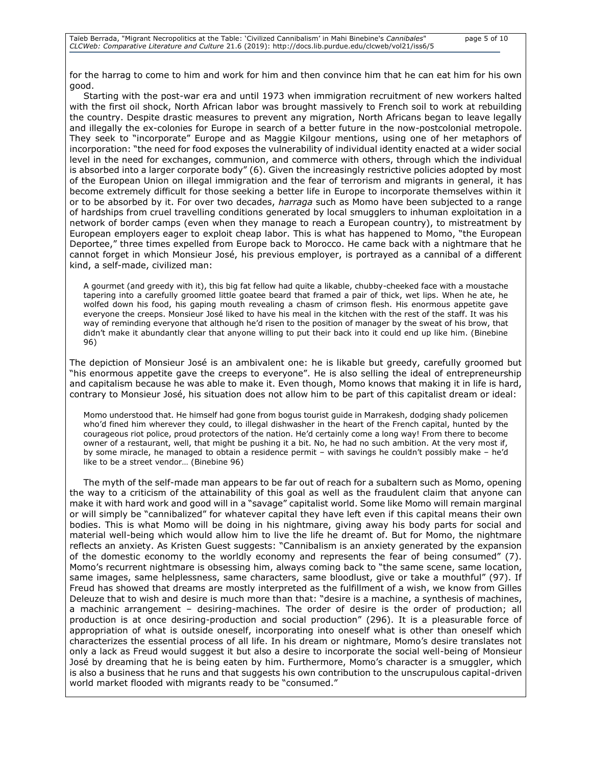for the harrag to come to him and work for him and then convince him that he can eat him for his own good.

Starting with the post-war era and until 1973 when immigration recruitment of new workers halted with the first oil shock, North African labor was brought massively to French soil to work at rebuilding the country. Despite drastic measures to prevent any migration, North Africans began to leave legally and illegally the ex-colonies for Europe in search of a better future in the now-postcolonial metropole. They seek to "incorporate" Europe and as Maggie Kilgour mentions, using one of her metaphors of incorporation: "the need for food exposes the vulnerability of individual identity enacted at a wider social level in the need for exchanges, communion, and commerce with others, through which the individual is absorbed into a larger corporate body" (6). Given the increasingly restrictive policies adopted by most of the European Union on illegal immigration and the fear of terrorism and migrants in general, it has become extremely difficult for those seeking a better life in Europe to incorporate themselves within it or to be absorbed by it. For over two decades, *harraga* such as Momo have been subjected to a range of hardships from cruel travelling conditions generated by local smugglers to inhuman exploitation in a network of border camps (even when they manage to reach a European country), to mistreatment by European employers eager to exploit cheap labor. This is what has happened to Momo, "the European Deportee," three times expelled from Europe back to Morocco. He came back with a nightmare that he cannot forget in which Monsieur José, his previous employer, is portrayed as a cannibal of a different kind, a self-made, civilized man:

> A gourmet (and greedy with it), this big fat fellow had quite a likable, chubby-cheeked face with a moustache tapering into a carefully groomed little goatee beard that framed a pair of thick, wet lips. When he ate, he wolfed down his food, his gaping mouth revealing a chasm of crimson flesh. His enormous appetite gave everyone the creeps. Monsieur José liked to have his meal in the kitchen with the rest of the staff. It was his way of reminding everyone that although he'd risen to the position of manager by the sweat of his brow, that didn't make it abundantly clear that anyone willing to put their back into it could end up like him. (Binebine 96)

The depiction of Monsieur José is an ambivalent one: he is likable but greedy, carefully groomed but "his enormous appetite gave the creeps to everyone". He is also selling the ideal of entrepreneurship and capitalism because he was able to make it. Even though, Momo knows that making it in life is hard, contrary to Monsieur José, his situation does not allow him to be part of this capitalist dream or ideal:

> Momo understood that. He himself had gone from bogus tourist guide in Marrakesh, dodging shady policemen who'd fined him wherever they could, to illegal dishwasher in the heart of the French capital, hunted by the courageous riot police, proud protectors of the nation. He'd certainly come a long way! From there to become owner of a restaurant, well, that might be pushing it a bit. No, he had no such ambition. At the very most if, by some miracle, he managed to obtain a residence permit – with savings he couldn't possibly make – he'd like to be a street vendor… (Binebine 96)

The myth of the self-made man appears to be far out of reach for a subaltern such as Momo, opening the way to a criticism of the attainability of this goal as well as the fraudulent claim that anyone can make it with hard work and good will in a "savage" capitalist world. Some like Momo will remain marginal or will simply be "cannibalized" for whatever capital they have left even if this capital means their own bodies. This is what Momo will be doing in his nightmare, giving away his body parts for social and material well-being which would allow him to live the life he dreamt of. But for Momo, the nightmare reflects an anxiety. As Kristen Guest suggests: "Cannibalism is an anxiety generated by the expansion of the domestic economy to the worldly economy and represents the fear of being consumed" (7). Momo's recurrent nightmare is obsessing him, always coming back to "the same scene, same location, same images, same helplessness, same characters, same bloodlust, give or take a mouthful" (97). If Freud has showed that dreams are mostly interpreted as the fulfillment of a wish, we know from Gilles Deleuze that to wish and desire is much more than that: "desire is a machine, a synthesis of machines, a machinic arrangement – desiring-machines. The order of desire is the order of production; all production is at once desiring-production and social production" (296). It is a pleasurable force of appropriation of what is outside oneself, incorporating into oneself what is other than oneself which characterizes the essential process of all life. In his dream or nightmare, Momo's desire translates not only a lack as Freud would suggest it but also a desire to incorporate the social well-being of Monsieur José by dreaming that he is being eaten by him. Furthermore, Momo's character is a smuggler, which is also a business that he runs and that suggests his own contribution to the unscrupulous capital-driven world market flooded with migrants ready to be "consumed."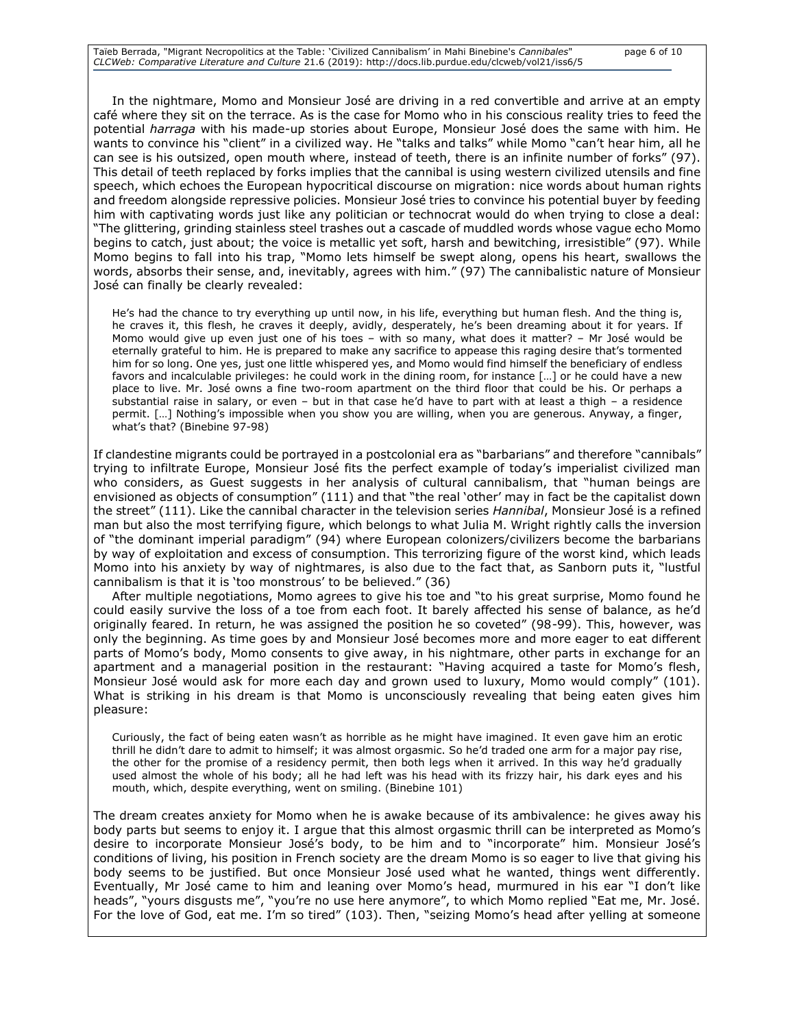In the nightmare, Momo and Monsieur José are driving in a red convertible and arrive at an empty café where they sit on the terrace. As is the case for Momo who in his conscious reality tries to feed the potential *harraga* with his made-up stories about Europe, Monsieur José does the same with him. He wants to convince his "client" in a civilized way. He "talks and talks" while Momo "can't hear him, all he can see is his outsized, open mouth where, instead of teeth, there is an infinite number of forks" (97). This detail of teeth replaced by forks implies that the cannibal is using western civilized utensils and fine speech, which echoes the European hypocritical discourse on migration: nice words about human rights and freedom alongside repressive policies. Monsieur José tries to convince his potential buyer by feeding him with captivating words just like any politician or technocrat would do when trying to close a deal: "The glittering, grinding stainless steel trashes out a cascade of muddled words whose vague echo Momo begins to catch, just about; the voice is metallic yet soft, harsh and bewitching, irresistible" (97). While Momo begins to fall into his trap, "Momo lets himself be swept along, opens his heart, swallows the words, absorbs their sense, and, inevitably, agrees with him." (97) The cannibalistic nature of Monsieur José can finally be clearly revealed:

> He's had the chance to try everything up until now, in his life, everything but human flesh. And the thing is, he craves it, this flesh, he craves it deeply, avidly, desperately, he's been dreaming about it for years. If Momo would give up even just one of his toes – with so many, what does it matter? – Mr José would be eternally grateful to him. He is prepared to make any sacrifice to appease this raging desire that's tormented him for so long. One yes, just one little whispered yes, and Momo would find himself the beneficiary of endless favors and incalculable privileges: he could work in the dining room, for instance […] or he could have a new place to live. Mr. José owns a fine two-room apartment on the third floor that could be his. Or perhaps a substantial raise in salary, or even – but in that case he'd have to part with at least a thigh – a residence permit. […] Nothing's impossible when you show you are willing, when you are generous. Anyway, a finger, what's that? (Binebine 97-98)

If clandestine migrants could be portrayed in a postcolonial era as "barbarians" and therefore "cannibals" trying to infiltrate Europe, Monsieur José fits the perfect example of today's imperialist civilized man who considers, as Guest suggests in her analysis of cultural cannibalism, that "human beings are envisioned as objects of consumption" (111) and that "the real 'other' may in fact be the capitalist down the street" (111). Like the cannibal character in the television series *Hannibal*, Monsieur José is a refined man but also the most terrifying figure, which belongs to what Julia M. Wright rightly calls the inversion of "the dominant imperial paradigm" (94) where European colonizers/civilizers become the barbarians by way of exploitation and excess of consumption. This terrorizing figure of the worst kind, which leads Momo into his anxiety by way of nightmares, is also due to the fact that, as Sanborn puts it, "lustful cannibalism is that it is 'too monstrous' to be believed." (36)

After multiple negotiations, Momo agrees to give his toe and "to his great surprise, Momo found he could easily survive the loss of a toe from each foot. It barely affected his sense of balance, as he'd originally feared. In return, he was assigned the position he so coveted" (98-99). This, however, was only the beginning. As time goes by and Monsieur José becomes more and more eager to eat different parts of Momo's body, Momo consents to give away, in his nightmare, other parts in exchange for an apartment and a managerial position in the restaurant: "Having acquired a taste for Momo's flesh, Monsieur José would ask for more each day and grown used to luxury, Momo would comply" (101). What is striking in his dream is that Momo is unconsciously revealing that being eaten gives him pleasure:

> Curiously, the fact of being eaten wasn't as horrible as he might have imagined. It even gave him an erotic thrill he didn't dare to admit to himself; it was almost orgasmic. So he'd traded one arm for a major pay rise, the other for the promise of a residency permit, then both legs when it arrived. In this way he'd gradually used almost the whole of his body; all he had left was his head with its frizzy hair, his dark eyes and his mouth, which, despite everything, went on smiling. (Binebine 101)

The dream creates anxiety for Momo when he is awake because of its ambivalence: he gives away his body parts but seems to enjoy it. I argue that this almost orgasmic thrill can be interpreted as Momo's desire to incorporate Monsieur José's body, to be him and to "incorporate" him. Monsieur José's conditions of living, his position in French society are the dream Momo is so eager to live that giving his body seems to be justified. But once Monsieur José used what he wanted, things went differently. Eventually, Mr José came to him and leaning over Momo's head, murmured in his ear "I don't like heads", "yours disgusts me", "you're no use here anymore", to which Momo replied "Eat me, Mr. José. For the love of God, eat me. I'm so tired" (103). Then, "seizing Momo's head after yelling at someone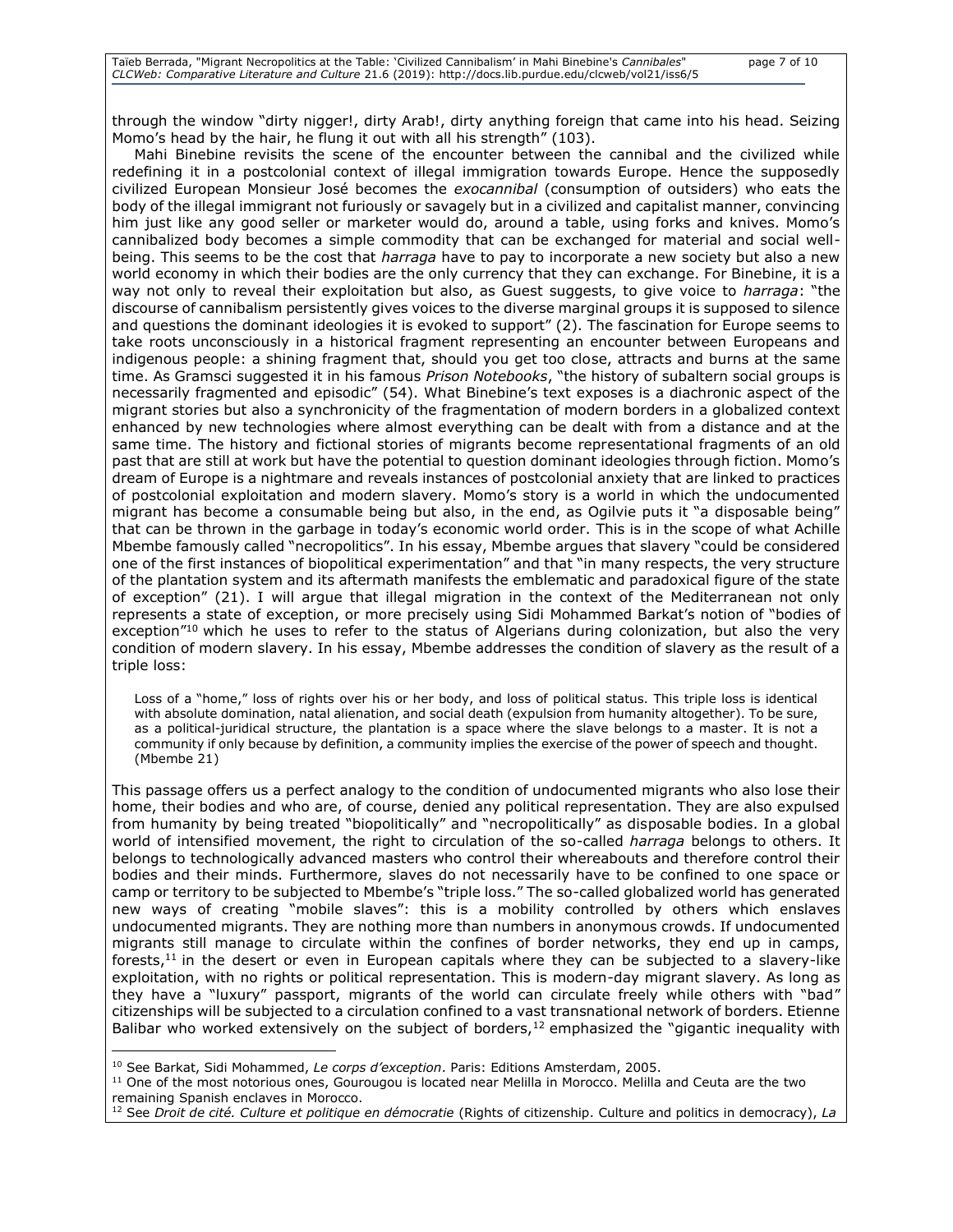through the window "dirty nigger!, dirty Arab!, dirty anything foreign that came into his head. Seizing Momo's head by the hair, he flung it out with all his strength" (103).

Mahi Binebine revisits the scene of the encounter between the cannibal and the civilized while redefining it in a postcolonial context of illegal immigration towards Europe. Hence the supposedly civilized European Monsieur José becomes the *exocannibal* (consumption of outsiders) who eats the body of the illegal immigrant not furiously or savagely but in a civilized and capitalist manner, convincing him just like any good seller or marketer would do, around a table, using forks and knives. Momo's cannibalized body becomes a simple commodity that can be exchanged for material and social well-being. This seems to be the cost that *harraga* have to pay to incorporate a new society but also a new world economy in which their bodies are the only currency that they can exchange. For Binebine, it is a way not only to reveal their exploitation but also, as Guest suggests, to give voice to *harraga*: "the discourse of cannibalism persistently gives voices to the diverse marginal groups it is supposed to silence and questions the dominant ideologies it is evoked to support" (2). The fascination for Europe seems to take roots unconsciously in a historical fragment representing an encounter between Europeans and indigenous people: a shining fragment that, should you get too close, attracts and burns at the same time. As Gramsci suggested it in his famous *Prison Notebooks*, "the history of subaltern social groups is necessarily fragmented and episodic" (54). What Binebine's text exposes is a diachronic aspect of the migrant stories but also a synchronicity of the fragmentation of modern borders in a globalized context enhanced by new technologies where almost everything can be dealt with from a distance and at the same time. The history and fictional stories of migrants become representational fragments of an old past that are still at work but have the potential to question dominant ideologies through fiction. Momo's dream of Europe is a nightmare and reveals instances of postcolonial anxiety that are linked to practices of postcolonial exploitation and modern slavery. Momo's story is a world in which the undocumented migrant has become a consumable being but also, in the end, as Ogilvie puts it "a disposable being" that can be thrown in the garbage in today's economic world order. This is in the scope of what Achille Mbembe famously called "necropolitics". In his essay, Mbembe argues that slavery "could be considered one of the first instances of biopolitical experimentation" and that "in many respects, the very structure of the plantation system and its aftermath manifests the emblematic and paradoxical figure of the state of exception" (21). I will argue that illegal migration in the context of the Mediterranean not only represents a state of exception, or more precisely using Sidi Mohammed Barkat's notion of "bodies of exception"[10] which he uses to refer to the status of Algerians during colonization, but also the very condition of modern slavery. In his essay, Mbembe addresses the condition of slavery as the result of a triple loss:

> Loss of a "home," loss of rights over his or her body, and loss of political status. This triple loss is identical with absolute domination, natal alienation, and social death (expulsion from humanity altogether). To be sure, as a political-juridical structure, the plantation is a space where the slave belongs to a master. It is not a community if only because by definition, a community implies the exercise of the power of speech and thought. (Mbembe 21)

This passage offers us a perfect analogy to the condition of undocumented migrants who also lose their home, their bodies and who are, of course, denied any political representation. They are also expulsed from humanity by being treated "biopolitically" and "necropolitically" as disposable bodies. In a global world of intensified movement, the right to circulation of the so-called *harraga* belongs to others. It belongs to technologically advanced masters who control their whereabouts and therefore control their bodies and their minds. Furthermore, slaves do not necessarily have to be confined to one space or camp or territory to be subjected to Mbembe's "triple loss." The so-called globalized world has generated new ways of creating "mobile slaves": this is a mobility controlled by others which enslaves undocumented migrants. They are nothing more than numbers in anonymous crowds. If undocumented migrants still manage to circulate within the confines of border networks, they end up in camps, forests,[11] in the desert or even in European capitals where they can be subjected to a slavery-like exploitation, with no rights or political representation. This is modern-day migrant slavery. As long as they have a "luxury" passport, migrants of the world can circulate freely while others with "bad" citizenships will be subjected to a circulation confined to a vast transnational network of borders. Etienne Balibar who worked extensively on the subject of borders,[12] emphasized the "gigantic inequality with

---

[10] See Barkat, Sidi Mohammed, *Le corps d'exception*. Paris: Editions Amsterdam, 2005.

[11] One of the most notorious ones, Gourougou is located near Melilla in Morocco. Melilla and Ceuta are the two remaining Spanish enclaves in Morocco.

[12] See *Droit de cité. Culture et politique en démocratie* (Rights of citizenship. Culture and politics in democracy), *La*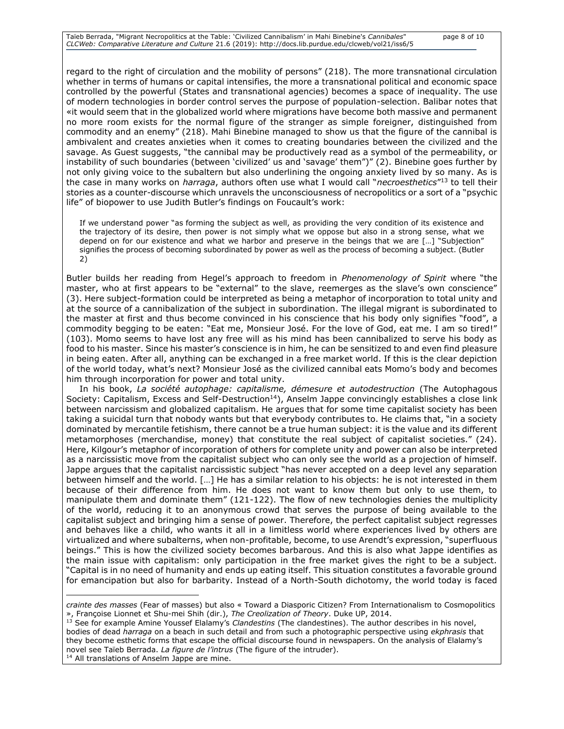regard to the right of circulation and the mobility of persons" (218). The more transnational circulation whether in terms of humans or capital intensifies, the more a transnational political and economic space controlled by the powerful (States and transnational agencies) becomes a space of inequality. The use of modern technologies in border control serves the purpose of population-selection. Balibar notes that «it would seem that in the globalized world where migrations have become both massive and permanent no more room exists for the normal figure of the stranger as simple foreigner, distinguished from commodity and an enemy" (218). Mahi Binebine managed to show us that the figure of the cannibal is ambivalent and creates anxieties when it comes to creating boundaries between the civilized and the savage. As Guest suggests, "the cannibal may be productively read as a symbol of the permeability, or instability of such boundaries (between 'civilized' us and 'savage' them")" (2). Binebine goes further by not only giving voice to the subaltern but also underlining the ongoing anxiety lived by so many. As is the case in many works on *harraga*, authors often use what I would call "*necroesthetics*"[13] to tell their stories as a counter-discourse which unravels the unconsciousness of necropolitics or a sort of a "psychic life" of biopower to use Judith Butler's findings on Foucault's work:

> If we understand power "as forming the subject as well, as providing the very condition of its existence and the trajectory of its desire, then power is not simply what we oppose but also in a strong sense, what we depend on for our existence and what we harbor and preserve in the beings that we are […] "Subjection" signifies the process of becoming subordinated by power as well as the process of becoming a subject. (Butler 2)

Butler builds her reading from Hegel's approach to freedom in *Phenomenology of Spirit* where "the master, who at first appears to be "external" to the slave, reemerges as the slave's own conscience" (3). Here subject-formation could be interpreted as being a metaphor of incorporation to total unity and at the source of a cannibalization of the subject in subordination. The illegal migrant is subordinated to the master at first and thus become convinced in his conscience that his body only signifies "food", a commodity begging to be eaten: "Eat me, Monsieur José. For the love of God, eat me. I am so tired!" (103). Momo seems to have lost any free will as his mind has been cannibalized to serve his body as food to his master. Since his master's conscience is in him, he can be sensitized to and even find pleasure in being eaten. After all, anything can be exchanged in a free market world. If this is the clear depiction of the world today, what's next? Monsieur José as the civilized cannibal eats Momo's body and becomes him through incorporation for power and total unity.

In his book, *La société autophage: capitalisme, démesure et autodestruction* (The Autophagous Society: Capitalism, Excess and Self-Destruction[14]), Anselm Jappe convincingly establishes a close link between narcissism and globalized capitalism. He argues that for some time capitalist society has been taking a suicidal turn that nobody wants but that everybody contributes to. He claims that, "in a society dominated by mercantile fetishism, there cannot be a true human subject: it is the value and its different metamorphoses (merchandise, money) that constitute the real subject of capitalist societies." (24). Here, Kilgour's metaphor of incorporation of others for complete unity and power can also be interpreted as a narcissistic move from the capitalist subject who can only see the world as a projection of himself. Jappe argues that the capitalist narcissistic subject "has never accepted on a deep level any separation between himself and the world. […] He has a similar relation to his objects: he is not interested in them because of their difference from him. He does not want to know them but only to use them, to manipulate them and dominate them" (121-122). The flow of new technologies denies the multiplicity of the world, reducing it to an anonymous crowd that serves the purpose of being available to the capitalist subject and bringing him a sense of power. Therefore, the perfect capitalist subject regresses and behaves like a child, who wants it all in a limitless world where experiences lived by others are virtualized and where subalterns, when non-profitable, become, to use Arendt's expression, "superfluous beings." This is how the civilized society becomes barbarous. And this is also what Jappe identifies as the main issue with capitalism: only participation in the free market gives the right to be a subject. "Capital is in no need of humanity and ends up eating itself. This situation constitutes a favorable ground for emancipation but also for barbarity. Instead of a North-South dichotomy, the world today is faced

---

*crainte des masses* (Fear of masses) but also « Toward a Diasporic Citizen? From Internationalism to Cosmopolitics », Françoise Lionnet et Shu-mei Shih (dir.), *The Creolization of Theory*. Duke UP, 2014.

[13] See for example Amine Youssef Elalamy's *Clandestins* (The clandestines). The author describes in his novel, bodies of dead *harraga* on a beach in such detail and from such a photographic perspective using *ekphrasis* that they become esthetic forms that escape the official discourse found in newspapers. On the analysis of Elalamy's novel see Taïeb Berrada. *La figure de l'intrus* (The figure of the intruder).

[14] All translations of Anselm Jappe are mine.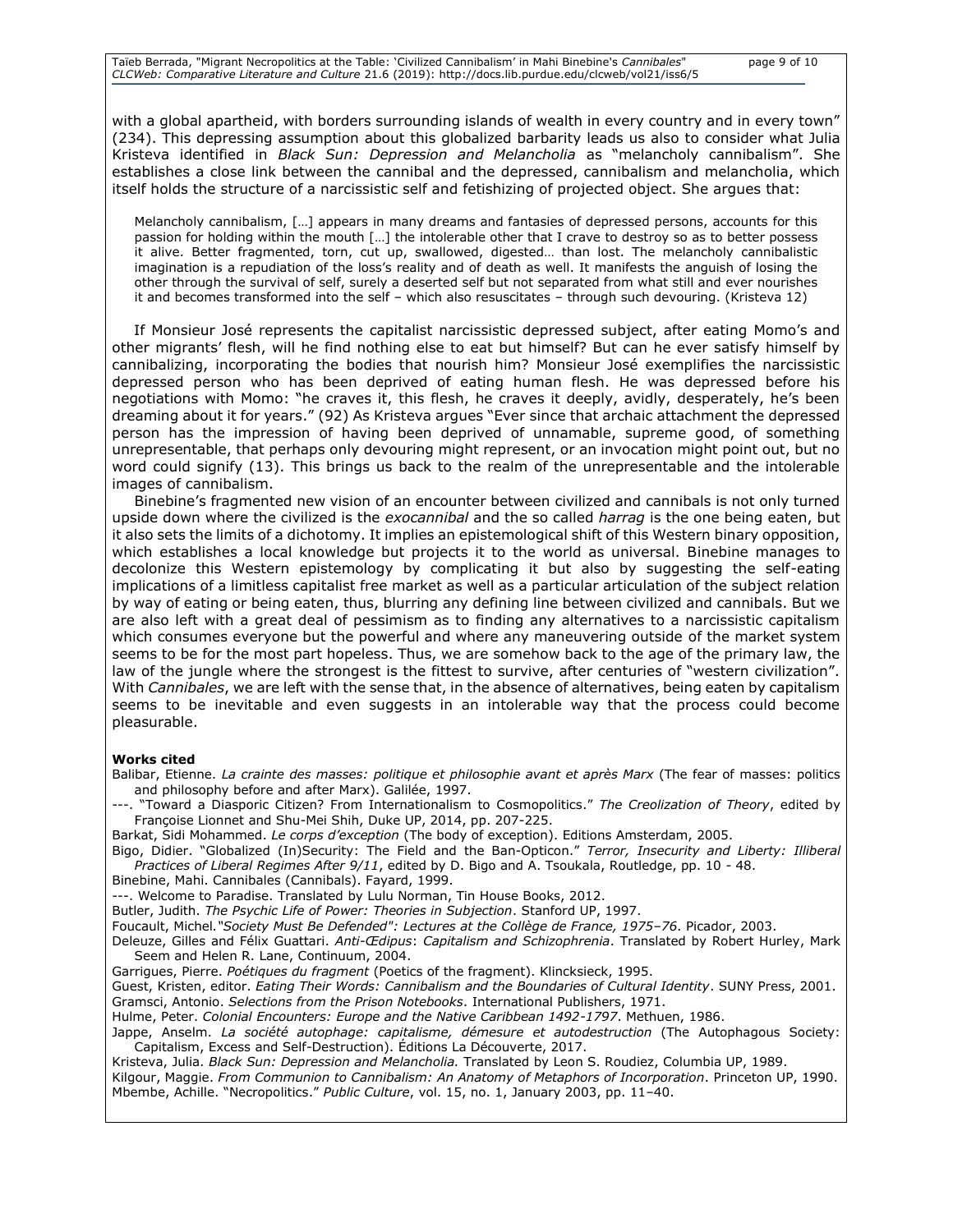with a global apartheid, with borders surrounding islands of wealth in every country and in every town" (234). This depressing assumption about this globalized barbarity leads us also to consider what Julia Kristeva identified in *Black Sun: Depression and Melancholia* as "melancholy cannibalism". She establishes a close link between the cannibal and the depressed, cannibalism and melancholia, which itself holds the structure of a narcissistic self and fetishizing of projected object. She argues that:

> Melancholy cannibalism, […] appears in many dreams and fantasies of depressed persons, accounts for this passion for holding within the mouth […] the intolerable other that I crave to destroy so as to better possess it alive. Better fragmented, torn, cut up, swallowed, digested… than lost. The melancholy cannibalistic imagination is a repudiation of the loss's reality and of death as well. It manifests the anguish of losing the other through the survival of self, surely a deserted self but not separated from what still and ever nourishes it and becomes transformed into the self – which also resuscitates – through such devouring. (Kristeva 12)

If Monsieur José represents the capitalist narcissistic depressed subject, after eating Momo's and other migrants' flesh, will he find nothing else to eat but himself? But can he ever satisfy himself by cannibalizing, incorporating the bodies that nourish him? Monsieur José exemplifies the narcissistic depressed person who has been deprived of eating human flesh. He was depressed before his negotiations with Momo: "he craves it, this flesh, he craves it deeply, avidly, desperately, he's been dreaming about it for years." (92) As Kristeva argues "Ever since that archaic attachment the depressed person has the impression of having been deprived of unnamable, supreme good, of something unrepresentable, that perhaps only devouring might represent, or an invocation might point out, but no word could signify (13). This brings us back to the realm of the unrepresentable and the intolerable images of cannibalism.

Binebine's fragmented new vision of an encounter between civilized and cannibals is not only turned upside down where the civilized is the *exocannibal* and the so called *harrag* is the one being eaten, but it also sets the limits of a dichotomy. It implies an epistemological shift of this Western binary opposition, which establishes a local knowledge but projects it to the world as universal. Binebine manages to decolonize this Western epistemology by complicating it but also by suggesting the self-eating implications of a limitless capitalist free market as well as a particular articulation of the subject relation by way of eating or being eaten, thus, blurring any defining line between civilized and cannibals. But we are also left with a great deal of pessimism as to finding any alternatives to a narcissistic capitalism which consumes everyone but the powerful and where any maneuvering outside of the market system seems to be for the most part hopeless. Thus, we are somehow back to the age of the primary law, the law of the jungle where the strongest is the fittest to survive, after centuries of "western civilization". With *Cannibales*, we are left with the sense that, in the absence of alternatives, being eaten by capitalism seems to be inevitable and even suggests in an intolerable way that the process could become pleasurable.

**Works cited**

Balibar, Etienne. *La crainte des masses: politique et philosophie avant et après Marx* (The fear of masses: politics and philosophy before and after Marx). Galilée, 1997.

---. "Toward a Diasporic Citizen? From Internationalism to Cosmopolitics." *The Creolization of Theory*, edited by Françoise Lionnet and Shu-Mei Shih, Duke UP, 2014, pp. 207-225.

Barkat, Sidi Mohammed. *Le corps d'exception* (The body of exception). Editions Amsterdam, 2005.

Bigo, Didier. "Globalized (In)Security: The Field and the Ban-Opticon." *Terror, Insecurity and Liberty: Illiberal Practices of Liberal Regimes After 9/11*, edited by D. Bigo and A. Tsoukala, Routledge, pp. 10 - 48.

Binebine, Mahi. Cannibales (Cannibals). Fayard, 1999.

---. Welcome to Paradise. Translated by Lulu Norman, Tin House Books, 2012.

Butler, Judith. *The Psychic Life of Power: Theories in Subjection*. Stanford UP, 1997.

Foucault, Michel. *"Society Must Be Defended": Lectures at the Collège de France, 1975–76*. Picador, 2003.

Deleuze, Gilles and Félix Guattari. *Anti-Œdipus*: *Capitalism and Schizophrenia*. Translated by Robert Hurley, Mark Seem and Helen R. Lane, Continuum, 2004.

Garrigues, Pierre. *Poétiques du fragment* (Poetics of the fragment). Klincksieck, 1995.

Guest, Kristen, editor. *Eating Their Words: Cannibalism and the Boundaries of Cultural Identity*. SUNY Press, 2001.

Gramsci, Antonio. *Selections from the Prison Notebooks*. International Publishers, 1971.

Hulme, Peter. *Colonial Encounters: Europe and the Native Caribbean 1492-1797*. Methuen, 1986.

Jappe, Anselm. *La société autophage: capitalisme, démesure et autodestruction* (The Autophagous Society: Capitalism, Excess and Self-Destruction). Éditions La Découverte, 2017.

Kristeva, Julia. *Black Sun: Depression and Melancholia.* Translated by Leon S. Roudiez, Columbia UP, 1989.

Kilgour, Maggie. *From Communion to Cannibalism: An Anatomy of Metaphors of Incorporation*. Princeton UP, 1990.

Mbembe, Achille. "Necropolitics." *Public Culture*, vol. 15, no. 1, January 2003, pp. 11–40.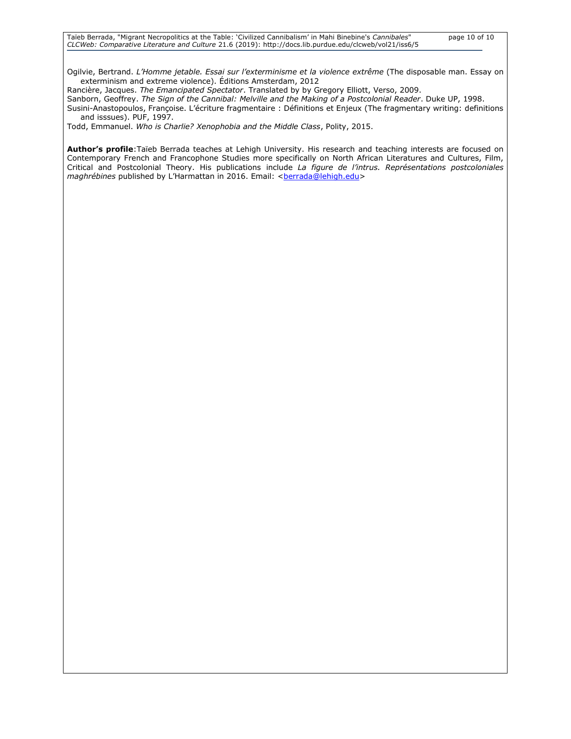Ogilvie, Bertrand. *L'Homme jetable. Essai sur l'exterminisme et la violence extrême* (The disposable man. Essay on exterminism and extreme violence). Éditions Amsterdam, 2012

Rancière, Jacques. *The Emancipated Spectator*. Translated by by Gregory Elliott, Verso, 2009.

Sanborn, Geoffrey. *The Sign of the Cannibal: Melville and the Making of a Postcolonial Reader*. Duke UP, 1998.

Susini-Anastopoulos, Françoise. L'écriture fragmentaire : Définitions et Enjeux (The fragmentary writing: definitions and isssues). PUF, 1997.

Todd, Emmanuel. *Who is Charlie? Xenophobia and the Middle Class*, Polity, 2015.

**Author's profile**:Taïeb Berrada teaches at Lehigh University. His research and teaching interests are focused on Contemporary French and Francophone Studies more specifically on North African Literatures and Cultures, Film, Critical and Postcolonial Theory. His publications include *La figure de l'intrus. Représentations postcoloniales maghrébines* published by L'Harmattan in 2016. Email: <berrada@lehigh.edu>